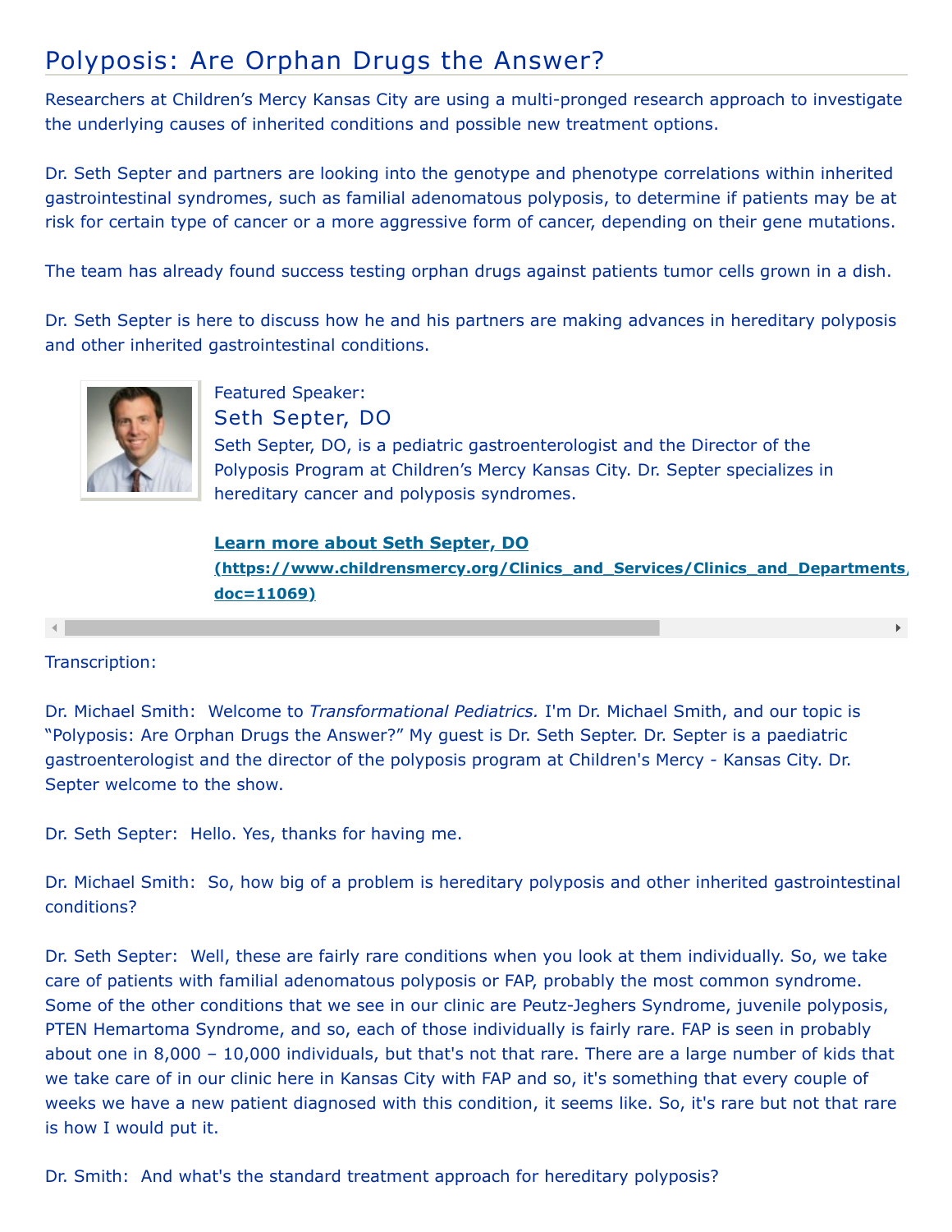# Polyposis: Are Orphan Drugs the Answer?

Researchers at Children's Mercy Kansas City are using a multi-pronged research approach to investigate the underlying causes of inherited conditions and possible new treatment options.

Dr. Seth Septer and partners are looking into the genotype and phenotype correlations within inherited gastrointestinal syndromes, such as familial adenomatous polyposis, to determine if patients may be at risk for certain type of cancer or a more aggressive form of cancer, depending on their gene mutations.

The team has already found success testing orphan drugs against patients tumor cells grown in a dish.

Dr. Seth Septer is here to discuss how he and his partners are making advances in hereditary polyposis and other inherited gastrointestinal conditions.

Featured Speaker:

## Seth Septer, DO

Seth Septer, DO, is a pediatric gastroenterologist and the Director of the Polyposis Program at Children's Mercy Kansas City. Dr. Septer specializes in hereditary cancer and polyposis syndromes.

**Learn more about Seth Septer, DO (https://www.childrensmercy.org/Clinics_and_Services/Clinics_and_Departments/ doc=11069)**

Transcription:

Dr. Michael Smith: Welcome to *Transformational Pediatrics.* I'm Dr. Michael Smith, and our topic is "Polyposis: Are Orphan Drugs the Answer?" My guest is Dr. Seth Septer. Dr. Septer is a paediatric gastroenterologist and the director of the polyposis program at Children's Mercy - Kansas City. Dr. Septer welcome to the show.

Dr. Seth Septer: Hello. Yes, thanks for having me.

Dr. Michael Smith: So, how big of a problem is hereditary polyposis and other inherited gastrointestinal conditions?

Dr. Seth Septer: Well, these are fairly rare conditions when you look at them individually. So, we take care of patients with familial adenomatous polyposis or FAP, probably the most common syndrome. Some of the other conditions that we see in our clinic are Peutz-Jeghers Syndrome, juvenile polyposis, PTEN Hemartoma Syndrome, and so, each of those individually is fairly rare. FAP is seen in probably about one in 8,000 – 10,000 individuals, but that's not that rare. There are a large number of kids that we take care of in our clinic here in Kansas City with FAP and so, it's something that every couple of weeks we have a new patient diagnosed with this condition, it seems like. So, it's rare but not that rare is how I would put it.

Dr. Smith: And what's the standard treatment approach for hereditary polyposis?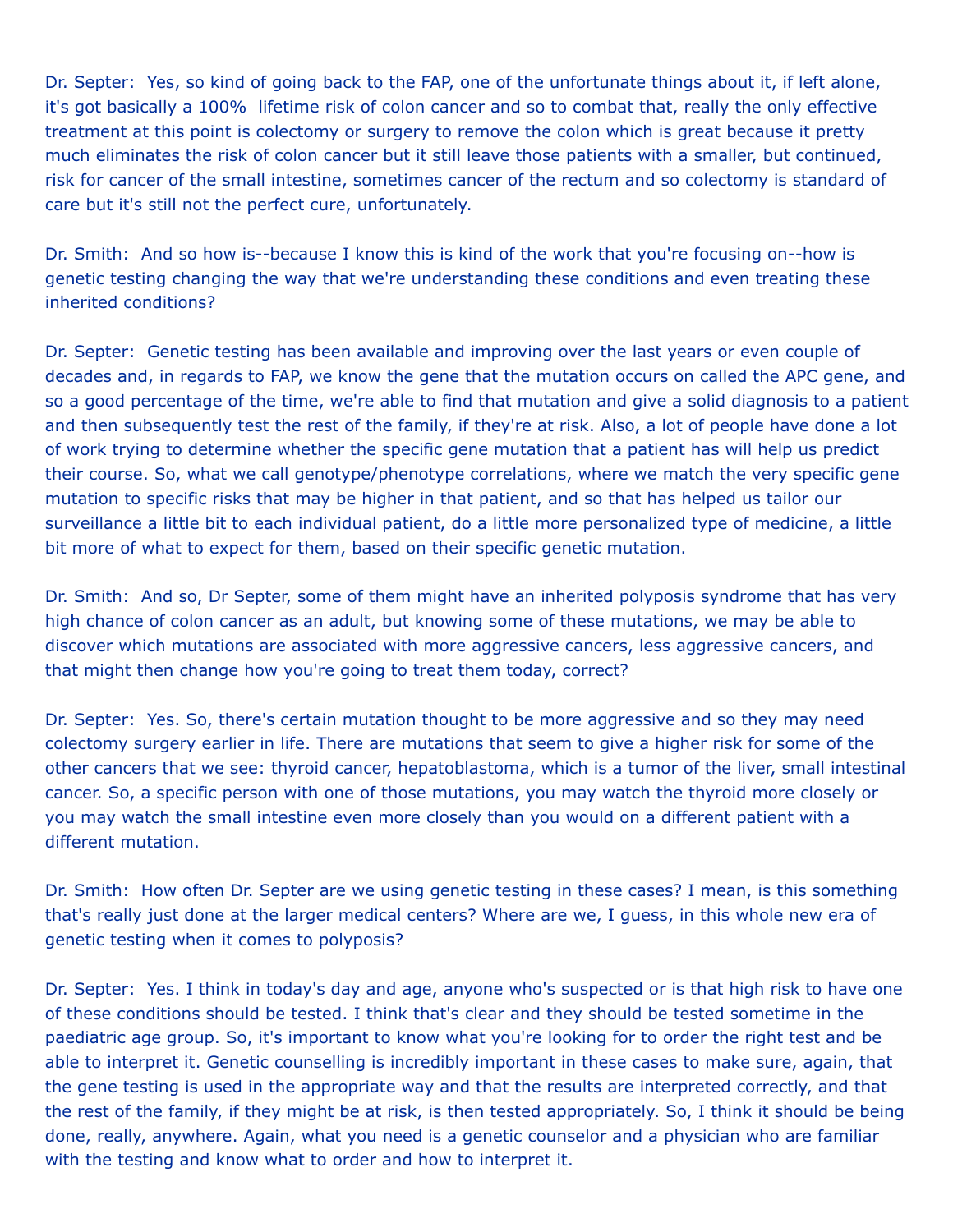Dr. Septer: Yes, so kind of going back to the FAP, one of the unfortunate things about it, if left alone, it's got basically a 100% lifetime risk of colon cancer and so to combat that, really the only effective treatment at this point is colectomy or surgery to remove the colon which is great because it pretty much eliminates the risk of colon cancer but it still leave those patients with a smaller, but continued, risk for cancer of the small intestine, sometimes cancer of the rectum and so colectomy is standard of care but it's still not the perfect cure, unfortunately.

Dr. Smith: And so how is--because I know this is kind of the work that you're focusing on--how is genetic testing changing the way that we're understanding these conditions and even treating these inherited conditions?

Dr. Septer: Genetic testing has been available and improving over the last years or even couple of decades and, in regards to FAP, we know the gene that the mutation occurs on called the APC gene, and so a good percentage of the time, we're able to find that mutation and give a solid diagnosis to a patient and then subsequently test the rest of the family, if they're at risk. Also, a lot of people have done a lot of work trying to determine whether the specific gene mutation that a patient has will help us predict their course. So, what we call genotype/phenotype correlations, where we match the very specific gene mutation to specific risks that may be higher in that patient, and so that has helped us tailor our surveillance a little bit to each individual patient, do a little more personalized type of medicine, a little bit more of what to expect for them, based on their specific genetic mutation.

Dr. Smith: And so, Dr Septer, some of them might have an inherited polyposis syndrome that has very high chance of colon cancer as an adult, but knowing some of these mutations, we may be able to discover which mutations are associated with more aggressive cancers, less aggressive cancers, and that might then change how you're going to treat them today, correct?

Dr. Septer: Yes. So, there's certain mutation thought to be more aggressive and so they may need colectomy surgery earlier in life. There are mutations that seem to give a higher risk for some of the other cancers that we see: thyroid cancer, hepatoblastoma, which is a tumor of the liver, small intestinal cancer. So, a specific person with one of those mutations, you may watch the thyroid more closely or you may watch the small intestine even more closely than you would on a different patient with a different mutation.

Dr. Smith: How often Dr. Septer are we using genetic testing in these cases? I mean, is this something that's really just done at the larger medical centers? Where are we, I guess, in this whole new era of genetic testing when it comes to polyposis?

Dr. Septer: Yes. I think in today's day and age, anyone who's suspected or is that high risk to have one of these conditions should be tested. I think that's clear and they should be tested sometime in the paediatric age group. So, it's important to know what you're looking for to order the right test and be able to interpret it. Genetic counselling is incredibly important in these cases to make sure, again, that the gene testing is used in the appropriate way and that the results are interpreted correctly, and that the rest of the family, if they might be at risk, is then tested appropriately. So, I think it should be being done, really, anywhere. Again, what you need is a genetic counselor and a physician who are familiar with the testing and know what to order and how to interpret it.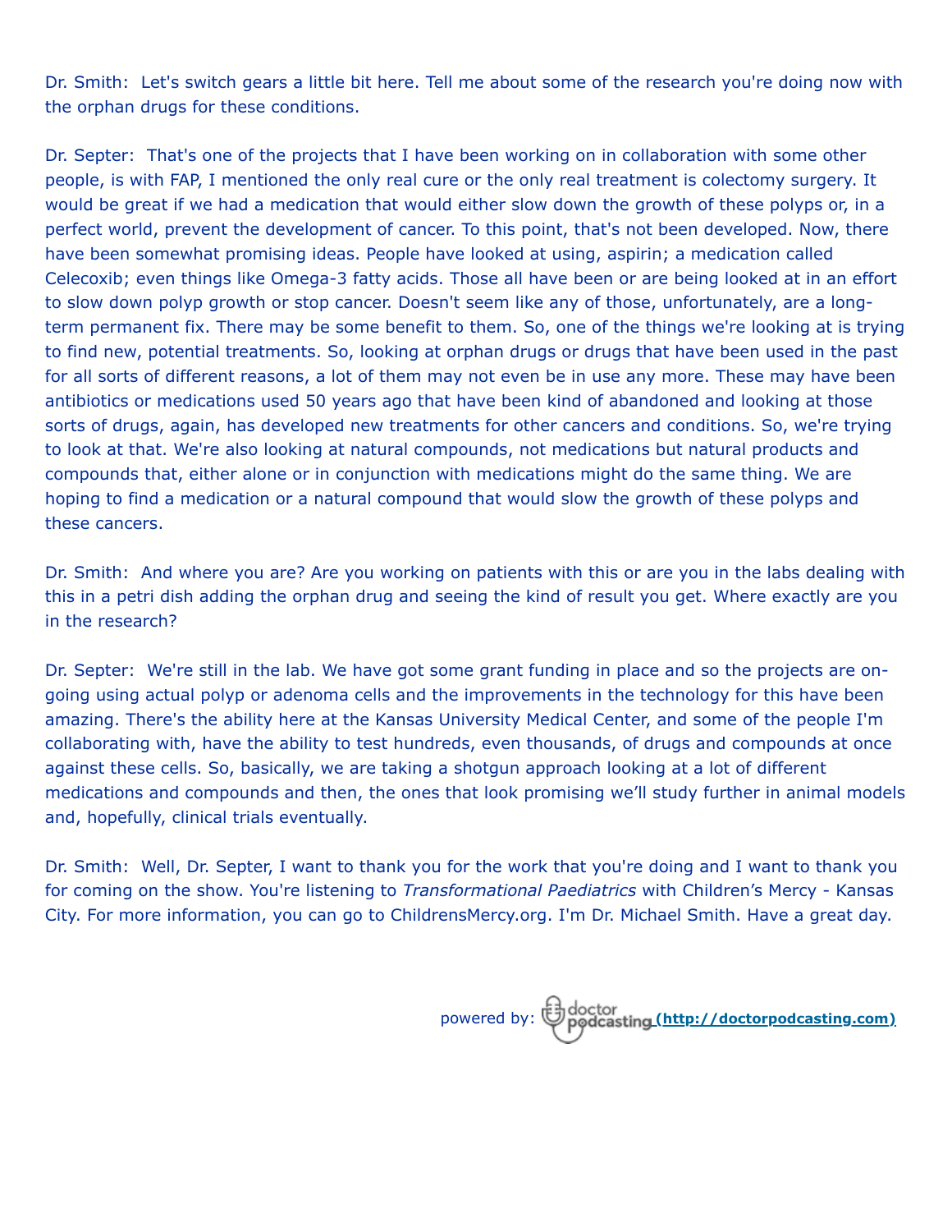Dr. Smith: Let's switch gears a little bit here. Tell me about some of the research you're doing now with the orphan drugs for these conditions.

Dr. Septer: That's one of the projects that I have been working on in collaboration with some other people, is with FAP, I mentioned the only real cure or the only real treatment is colectomy surgery. It would be great if we had a medication that would either slow down the growth of these polyps or, in a perfect world, prevent the development of cancer. To this point, that's not been developed. Now, there have been somewhat promising ideas. People have looked at using, aspirin; a medication called Celecoxib; even things like Omega-3 fatty acids. Those all have been or are being looked at in an effort to slow down polyp growth or stop cancer. Doesn't seem like any of those, unfortunately, are a long-term permanent fix. There may be some benefit to them. So, one of the things we're looking at is trying to find new, potential treatments. So, looking at orphan drugs or drugs that have been used in the past for all sorts of different reasons, a lot of them may not even be in use any more. These may have been antibiotics or medications used 50 years ago that have been kind of abandoned and looking at those sorts of drugs, again, has developed new treatments for other cancers and conditions. So, we're trying to look at that. We're also looking at natural compounds, not medications but natural products and compounds that, either alone or in conjunction with medications might do the same thing. We are hoping to find a medication or a natural compound that would slow the growth of these polyps and these cancers.

Dr. Smith: And where you are? Are you working on patients with this or are you in the labs dealing with this in a petri dish adding the orphan drug and seeing the kind of result you get. Where exactly are you in the research?

Dr. Septer: We're still in the lab. We have got some grant funding in place and so the projects are on-going using actual polyp or adenoma cells and the improvements in the technology for this have been amazing. There's the ability here at the Kansas University Medical Center, and some of the people I'm collaborating with, have the ability to test hundreds, even thousands, of drugs and compounds at once against these cells. So, basically, we are taking a shotgun approach looking at a lot of different medications and compounds and then, the ones that look promising we'll study further in animal models and, hopefully, clinical trials eventually.

Dr. Smith: Well, Dr. Septer, I want to thank you for the work that you're doing and I want to thank you for coming on the show. You're listening to *Transformational Paediatrics* with Children's Mercy - Kansas City. For more information, you can go to ChildrensMercy.org. I'm Dr. Michael Smith. Have a great day.

powered by: doctor podcasting [(http://doctorpodcasting.com)](http://doctorpodcasting.com)